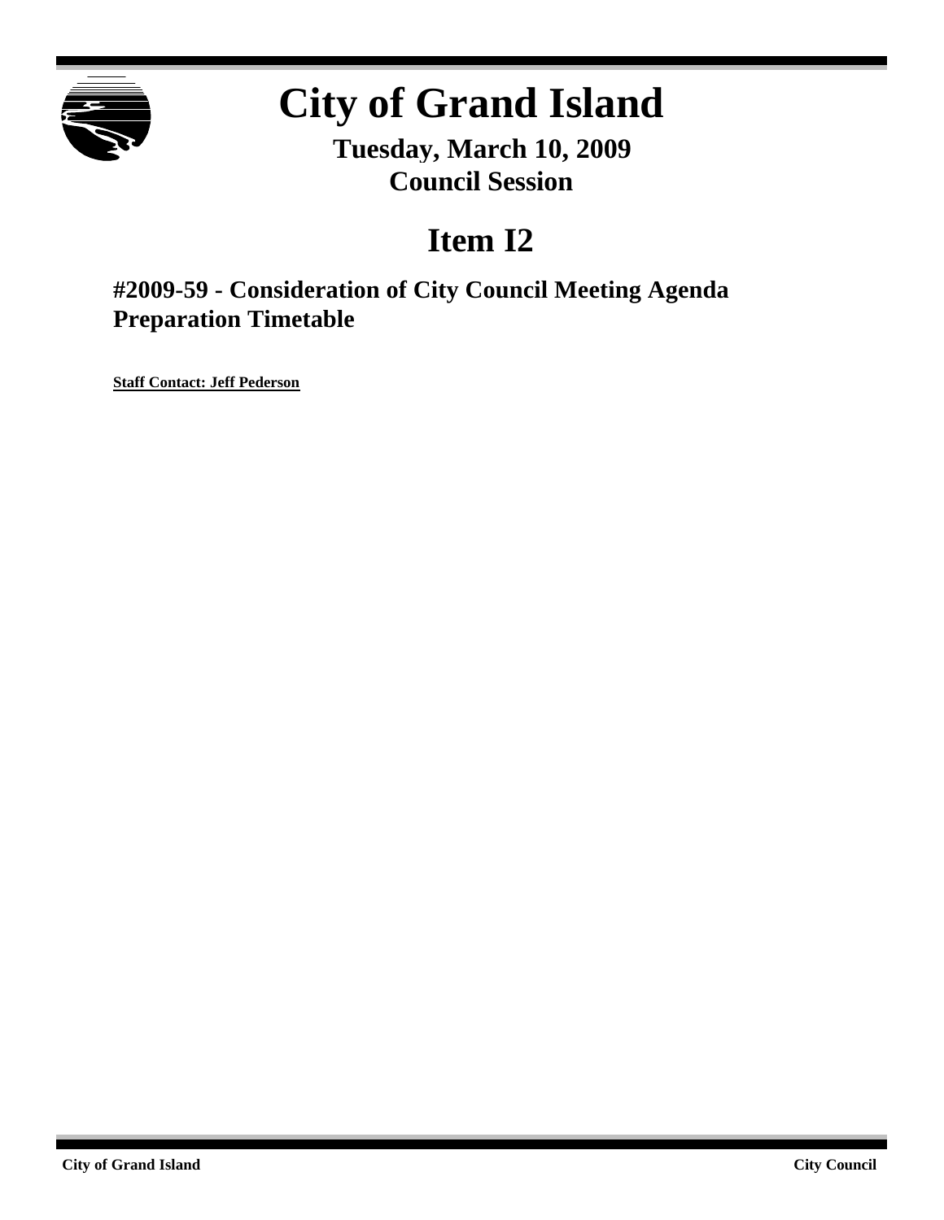# City of Grand Island

**Tuesday, March 10, 2009**
**Council Session**

## Item I2

### #2009-59 - Consideration of City Council Meeting Agenda Preparation Timetable

**Staff Contact: Jeff Pederson**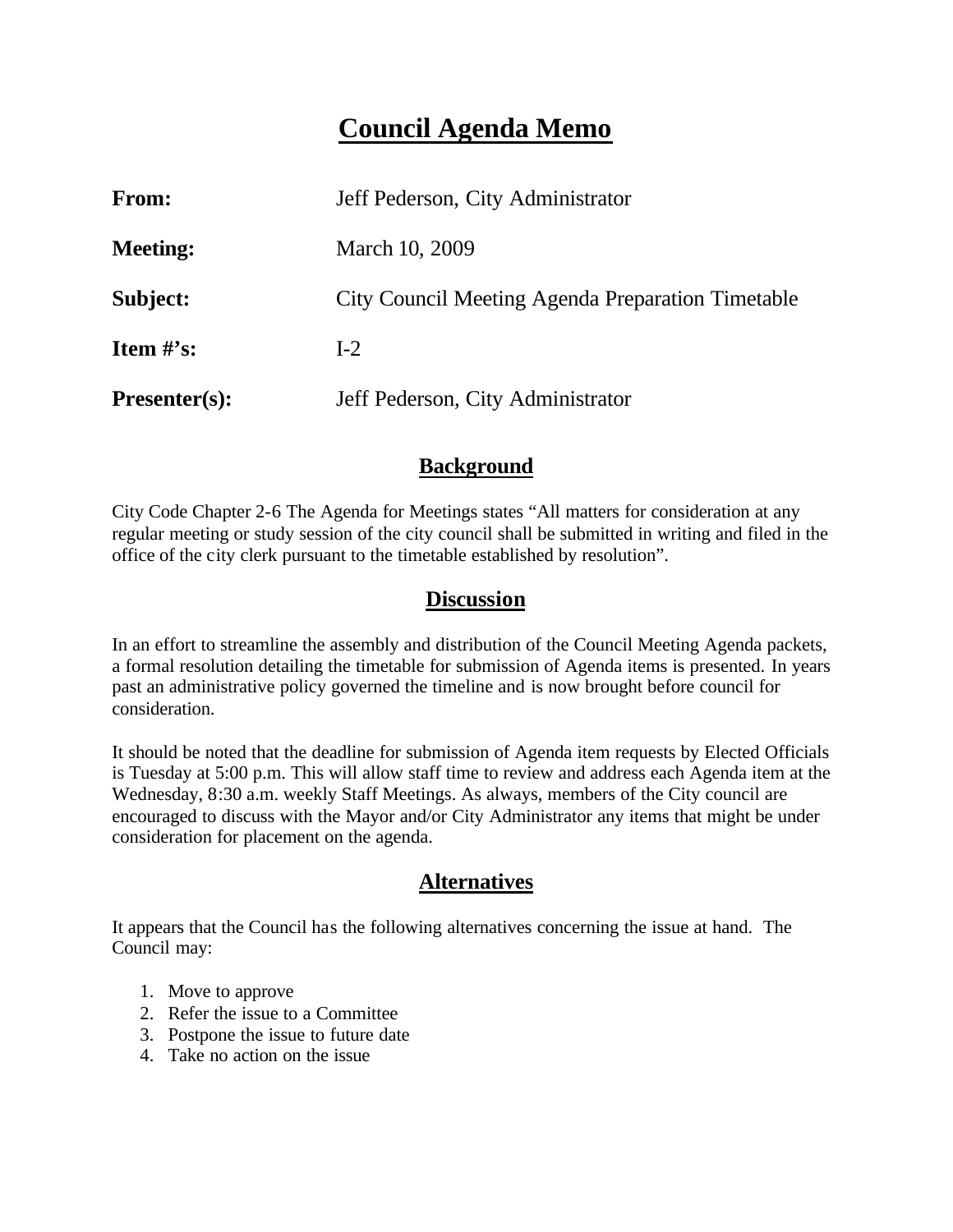# Council Agenda Memo

| | |
|---|---|
| **From:** | Jeff Pederson, City Administrator |
| **Meeting:** | March 10, 2009 |
| **Subject:** | City Council Meeting Agenda Preparation Timetable |
| **Item #'s:** | I-2 |
| **Presenter(s):** | Jeff Pederson, City Administrator |

## Background

City Code Chapter 2-6 The Agenda for Meetings states "All matters for consideration at any regular meeting or study session of the city council shall be submitted in writing and filed in the office of the city clerk pursuant to the timetable established by resolution".

## Discussion

In an effort to streamline the assembly and distribution of the Council Meeting Agenda packets, a formal resolution detailing the timetable for submission of Agenda items is presented. In years past an administrative policy governed the timeline and is now brought before council for consideration.

It should be noted that the deadline for submission of Agenda item requests by Elected Officials is Tuesday at 5:00 p.m. This will allow staff time to review and address each Agenda item at the Wednesday, 8:30 a.m. weekly Staff Meetings. As always, members of the City council are encouraged to discuss with the Mayor and/or City Administrator any items that might be under consideration for placement on the agenda.

## Alternatives

It appears that the Council has the following alternatives concerning the issue at hand. The Council may:

1. Move to approve
2. Refer the issue to a Committee
3. Postpone the issue to future date
4. Take no action on the issue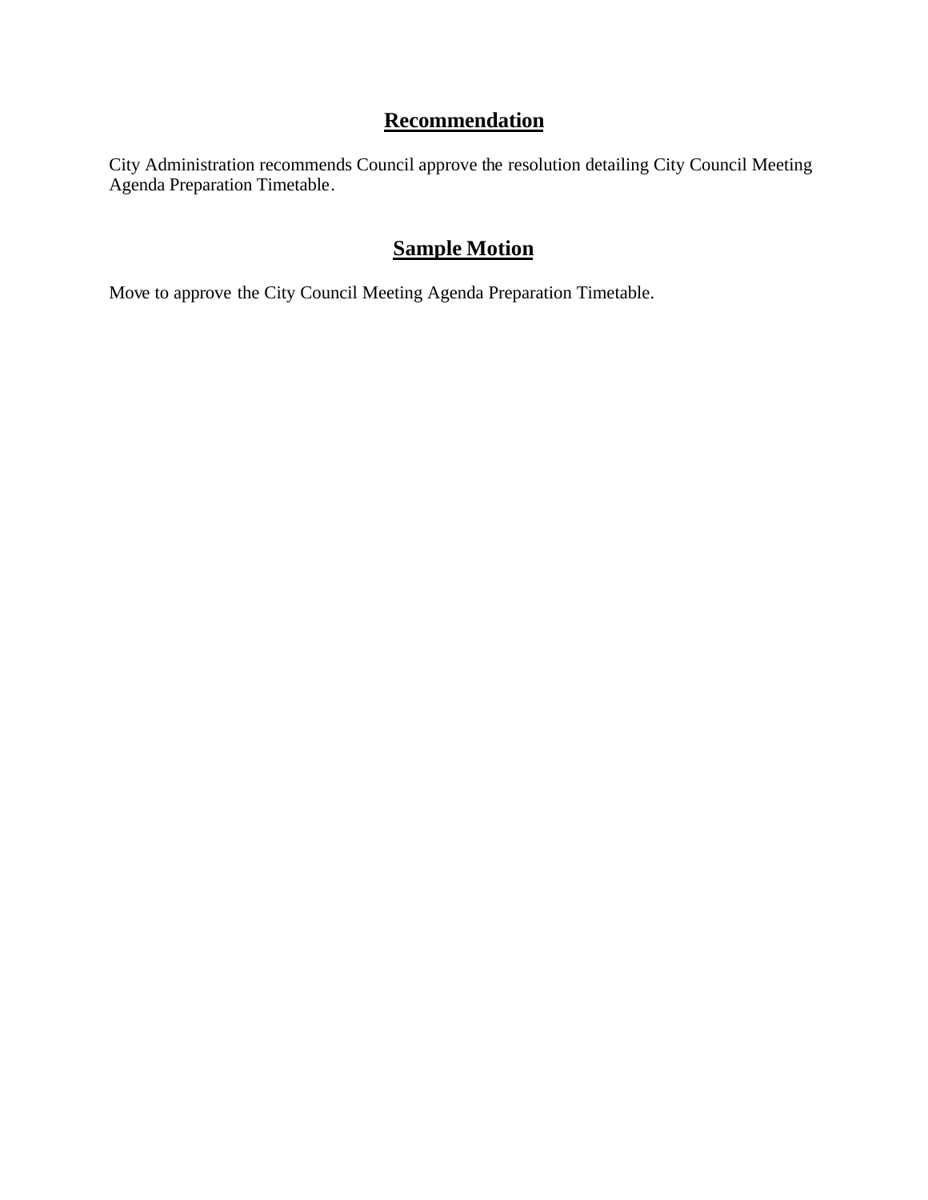## **Recommendation**

City Administration recommends Council approve the resolution detailing City Council Meeting Agenda Preparation Timetable.

## **Sample Motion**

Move to approve the City Council Meeting Agenda Preparation Timetable.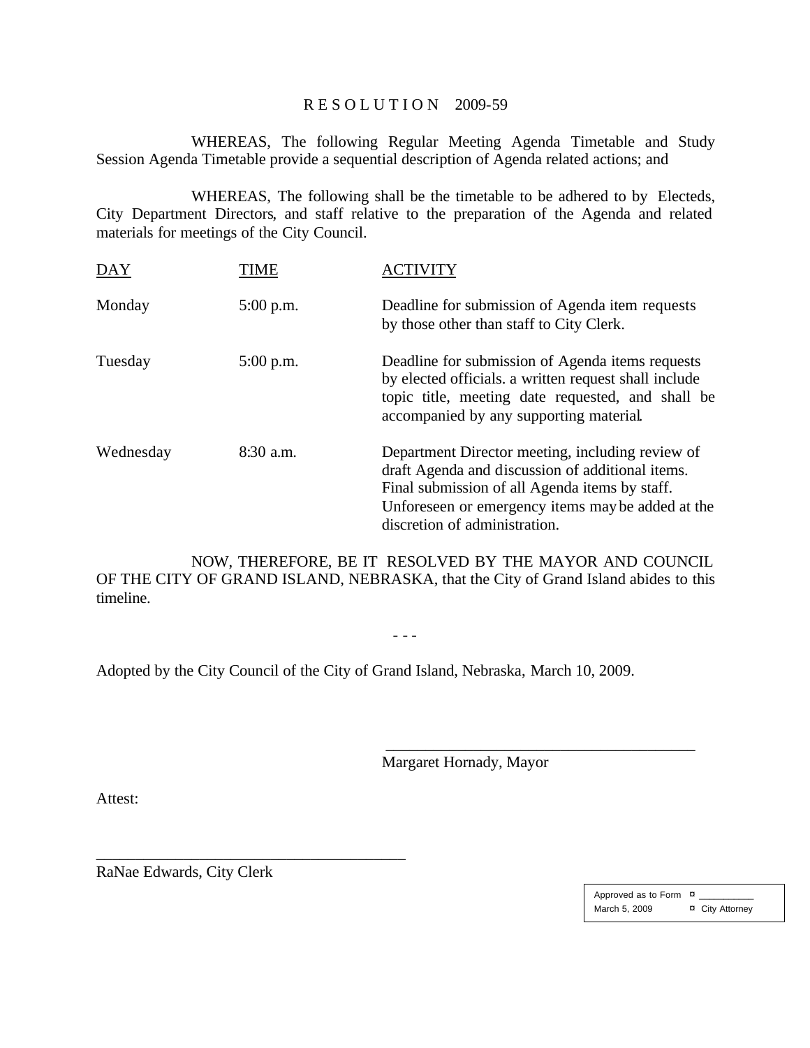# R E S O L U T I O N 2009-59

WHEREAS, The following Regular Meeting Agenda Timetable and Study Session Agenda Timetable provide a sequential description of Agenda related actions; and

WHEREAS, The following shall be the timetable to be adhered to by Electeds, City Department Directors, and staff relative to the preparation of the Agenda and related materials for meetings of the City Council.

| DAY | TIME | ACTIVITY |
|---|---|---|
| Monday | 5:00 p.m. | Deadline for submission of Agenda item requests by those other than staff to City Clerk. |
| Tuesday | 5:00 p.m. | Deadline for submission of Agenda items requests by elected officials. a written request shall include topic title, meeting date requested, and shall be accompanied by any supporting material. |
| Wednesday | 8:30 a.m. | Department Director meeting, including review of draft Agenda and discussion of additional items. Final submission of all Agenda items by staff. Unforeseen or emergency items may be added at the discretion of administration. |

NOW, THEREFORE, BE IT RESOLVED BY THE MAYOR AND COUNCIL OF THE CITY OF GRAND ISLAND, NEBRASKA, that the City of Grand Island abides to this timeline.

- - -

Adopted by the City Council of the City of Grand Island, Nebraska, March 10, 2009.

\_\_\_\_\_\_\_\_\_\_\_\_\_\_\_\_\_\_\_\_\_\_\_\_\_\_\_\_\_\_\_\_\_\_\_\_\_\_\_\_
Margaret Hornady, Mayor

Attest:

\_\_\_\_\_\_\_\_\_\_\_\_\_\_\_\_\_\_\_\_\_\_\_\_\_\_\_\_\_\_\_\_\_\_\_\_\_\_\_\_
RaNae Edwards, City Clerk

| | |
|---|---|
| Approved as to Form | ¤ \_\_\_\_\_\_\_\_\_\_ |
| March 5, 2009 | ¤ City Attorney |